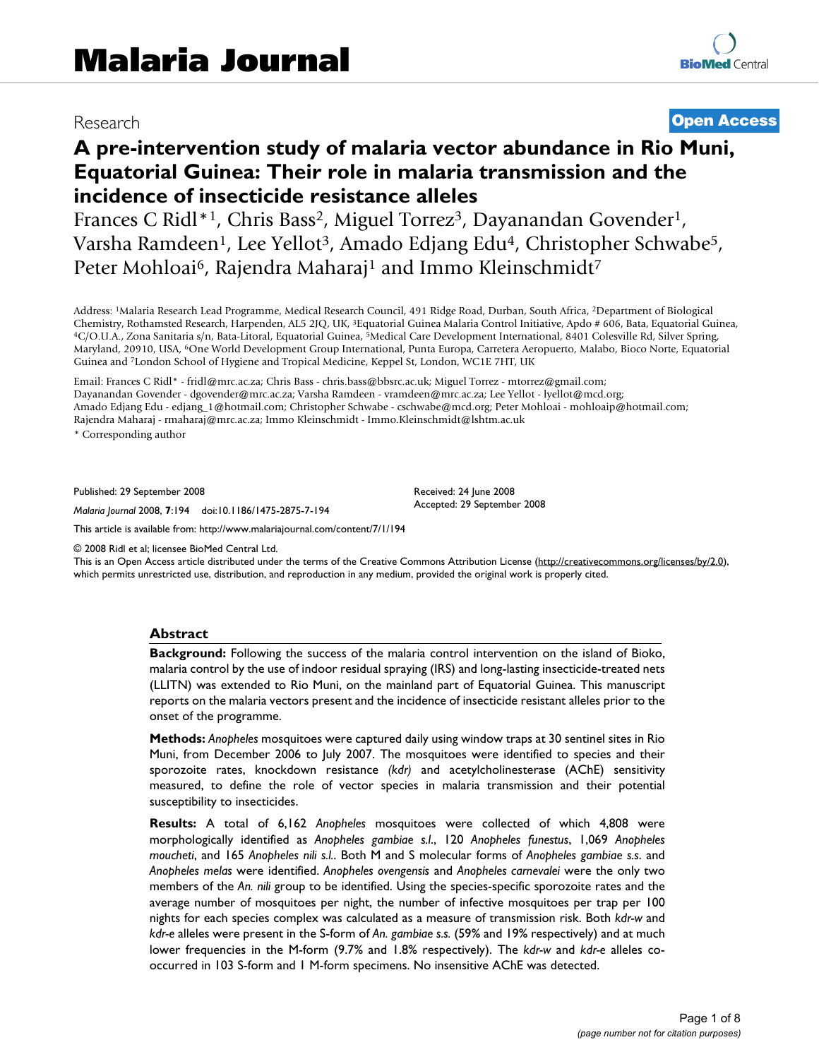Research

Open Access

# A pre-intervention study of malaria vector abundance in Rio Muni, Equatorial Guinea: Their role in malaria transmission and the incidence of insecticide resistance alleles

Frances C Ridl*[1], Chris Bass[2], Miguel Torrez[3], Dayanandan Govender[1], Varsha Ramdeen[1], Lee Yellot[3], Amado Edjang Edu[4], Christopher Schwabe[5], Peter Mohloai[6], Rajendra Maharaj[1] and Immo Kleinschmidt[7]

Address: [1]Malaria Research Lead Programme, Medical Research Council, 491 Ridge Road, Durban, South Africa, [2]Department of Biological Chemistry, Rothamsted Research, Harpenden, AL5 2JQ, UK, [3]Equatorial Guinea Malaria Control Initiative, Apdo # 606, Bata, Equatorial Guinea, [4]C/O.U.A., Zona Sanitaria s/n, Bata-Litoral, Equatorial Guinea, [5]Medical Care Development International, 8401 Colesville Rd, Silver Spring, Maryland, 20910, USA, [6]One World Development Group International, Punta Europa, Carretera Aeropuerto, Malabo, Bioco Norte, Equatorial Guinea and [7]London School of Hygiene and Tropical Medicine, Keppel St, London, WC1E 7HT, UK

Email: Frances C Ridl* - fridl@mrc.ac.za; Chris Bass - chris.bass@bbsrc.ac.uk; Miguel Torrez - mtorrez@gmail.com; Dayanandan Govender - dgovender@mrc.ac.za; Varsha Ramdeen - vramdeen@mrc.ac.za; Lee Yellot - lyellot@mcd.org; Amado Edjang Edu - edjang_1@hotmail.com; Christopher Schwabe - cschwabe@mcd.org; Peter Mohloai - mohloaip@hotmail.com; Rajendra Maharaj - rmaharaj@mrc.ac.za; Immo Kleinschmidt - Immo.Kleinschmidt@lshtm.ac.uk

\* Corresponding author

Published: 29 September 2008

*Malaria Journal* 2008, **7**:194 doi:10.1186/1475-2875-7-194

Received: 24 June 2008
Accepted: 29 September 2008

This article is available from: http://www.malariajournal.com/content/7/1/194

© 2008 Ridl et al; licensee BioMed Central Ltd.
This is an Open Access article distributed under the terms of the Creative Commons Attribution License (http://creativecommons.org/licenses/by/2.0), which permits unrestricted use, distribution, and reproduction in any medium, provided the original work is properly cited.

## Abstract

**Background:** Following the success of the malaria control intervention on the island of Bioko, malaria control by the use of indoor residual spraying (IRS) and long-lasting insecticide-treated nets (LLITN) was extended to Rio Muni, on the mainland part of Equatorial Guinea. This manuscript reports on the malaria vectors present and the incidence of insecticide resistant alleles prior to the onset of the programme.

**Methods:** *Anopheles* mosquitoes were captured daily using window traps at 30 sentinel sites in Rio Muni, from December 2006 to July 2007. The mosquitoes were identified to species and their sporozoite rates, knockdown resistance *(kdr)* and acetylcholinesterase (AChE) sensitivity measured, to define the role of vector species in malaria transmission and their potential susceptibility to insecticides.

**Results:** A total of 6,162 *Anopheles* mosquitoes were collected of which 4,808 were morphologically identified as *Anopheles gambiae s.l.*, 120 *Anopheles funestus*, 1,069 *Anopheles moucheti*, and 165 *Anopheles nili s.l.*. Both M and S molecular forms of *Anopheles gambiae s.s.* and *Anopheles melas* were identified. *Anopheles ovengensis* and *Anopheles carnevalei* were the only two members of the *An. nili* group to be identified. Using the species-specific sporozoite rates and the average number of mosquitoes per night, the number of infective mosquitoes per trap per 100 nights for each species complex was calculated as a measure of transmission risk. Both *kdr-w* and *kdr-e* alleles were present in the S-form of *An. gambiae s.s.* (59% and 19% respectively) and at much lower frequencies in the M-form (9.7% and 1.8% respectively). The *kdr-w* and *kdr-e* alleles co-occurred in 103 S-form and 1 M-form specimens. No insensitive AChE was detected.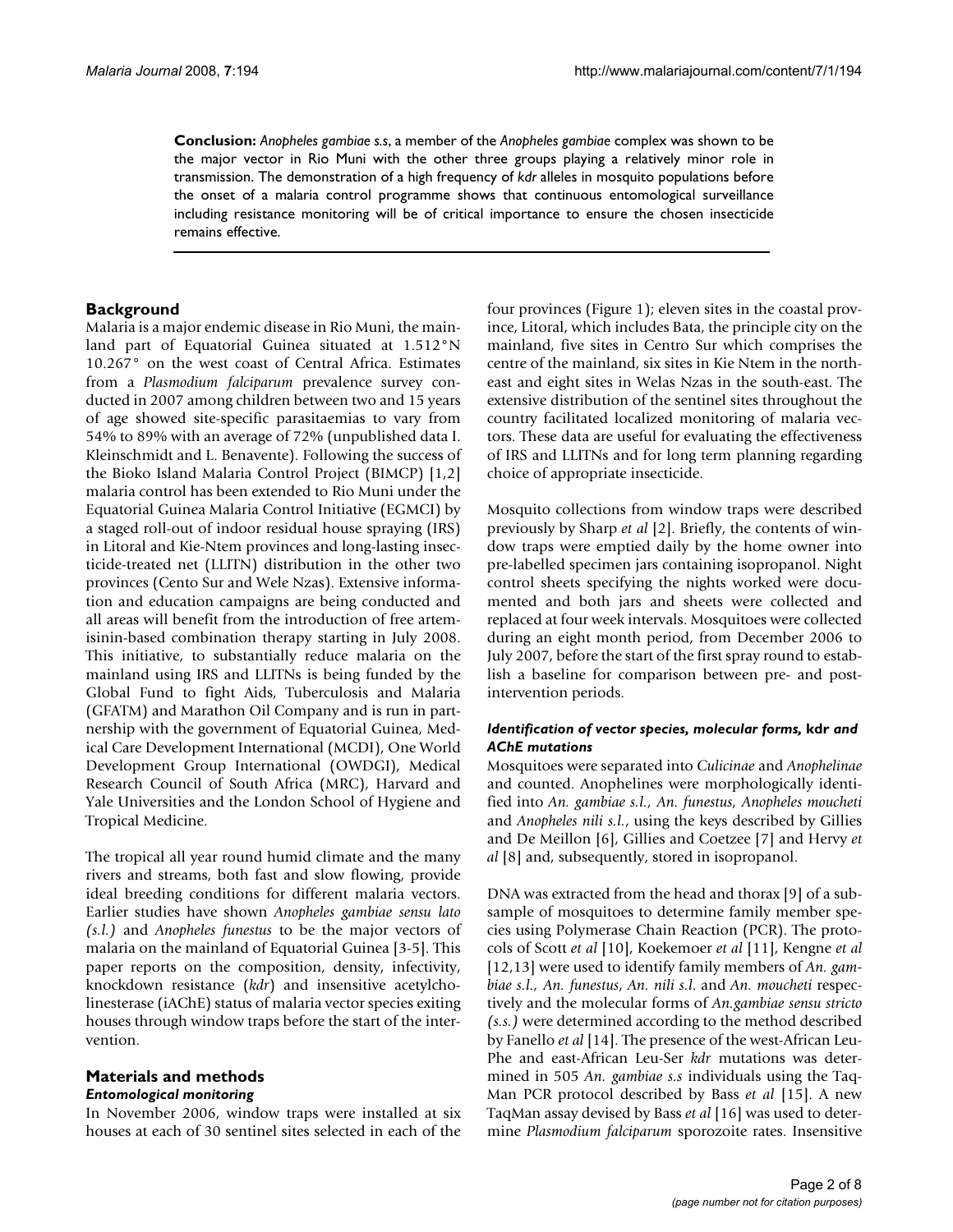**Conclusion:** *Anopheles gambiae s.s*, a member of the *Anopheles gambiae* complex was shown to be the major vector in Rio Muni with the other three groups playing a relatively minor role in transmission. The demonstration of a high frequency of *kdr* alleles in mosquito populations before the onset of a malaria control programme shows that continuous entomological surveillance including resistance monitoring will be of critical importance to ensure the chosen insecticide remains effective.

## Background

Malaria is a major endemic disease in Rio Muni, the mainland part of Equatorial Guinea situated at 1.512°N 10.267° on the west coast of Central Africa. Estimates from a *Plasmodium falciparum* prevalence survey conducted in 2007 among children between two and 15 years of age showed site-specific parasitaemias to vary from 54% to 89% with an average of 72% (unpublished data I. Kleinschmidt and L. Benavente). Following the success of the Bioko Island Malaria Control Project (BIMCP) [1,2] malaria control has been extended to Rio Muni under the Equatorial Guinea Malaria Control Initiative (EGMCI) by a staged roll-out of indoor residual house spraying (IRS) in Litoral and Kie-Ntem provinces and long-lasting insecticide-treated net (LLITN) distribution in the other two provinces (Cento Sur and Wele Nzas). Extensive information and education campaigns are being conducted and all areas will benefit from the introduction of free artemisinin-based combination therapy starting in July 2008. This initiative, to substantially reduce malaria on the mainland using IRS and LLITNs is being funded by the Global Fund to fight Aids, Tuberculosis and Malaria (GFATM) and Marathon Oil Company and is run in partnership with the government of Equatorial Guinea, Medical Care Development International (MCDI), One World Development Group International (OWDGI), Medical Research Council of South Africa (MRC), Harvard and Yale Universities and the London School of Hygiene and Tropical Medicine.

The tropical all year round humid climate and the many rivers and streams, both fast and slow flowing, provide ideal breeding conditions for different malaria vectors. Earlier studies have shown *Anopheles gambiae sensu lato (s.l.)* and *Anopheles funestus* to be the major vectors of malaria on the mainland of Equatorial Guinea [3-5]. This paper reports on the composition, density, infectivity, knockdown resistance (*kdr*) and insensitive acetylcholinesterase (iAChE) status of malaria vector species exiting houses through window traps before the start of the intervention.

## Materials and methods

### Entomological monitoring

In November 2006, window traps were installed at six houses at each of 30 sentinel sites selected in each of the four provinces (Figure 1); eleven sites in the coastal province, Litoral, which includes Bata, the principle city on the mainland, five sites in Centro Sur which comprises the centre of the mainland, six sites in Kie Ntem in the northeast and eight sites in Welas Nzas in the south-east. The extensive distribution of the sentinel sites throughout the country facilitated localized monitoring of malaria vectors. These data are useful for evaluating the effectiveness of IRS and LLITNs and for long term planning regarding choice of appropriate insecticide.

Mosquito collections from window traps were described previously by Sharp *et al* [2]. Briefly, the contents of window traps were emptied daily by the home owner into pre-labelled specimen jars containing isopropanol. Night control sheets specifying the nights worked were documented and both jars and sheets were collected and replaced at four week intervals. Mosquitoes were collected during an eight month period, from December 2006 to July 2007, before the start of the first spray round to establish a baseline for comparison between pre- and post-intervention periods.

### Identification of vector species, molecular forms, kdr and AChE mutations

Mosquitoes were separated into *Culicinae* and *Anophelinae* and counted. Anophelines were morphologically identified into *An. gambiae s.l.*, *An. funestus*, *Anopheles moucheti* and *Anopheles nili s.l.*, using the keys described by Gillies and De Meillon [6], Gillies and Coetzee [7] and Hervy *et al* [8] and, subsequently, stored in isopropanol.

DNA was extracted from the head and thorax [9] of a subsample of mosquitoes to determine family member species using Polymerase Chain Reaction (PCR). The protocols of Scott *et al* [10], Koekemoer *et al* [11], Kengne *et al* [12,13] were used to identify family members of *An. gambiae s.l.*, *An. funestus*, *An. nili s.l.* and *An. moucheti* respectively and the molecular forms of *An.gambiae sensu stricto (s.s.)* were determined according to the method described by Fanello *et al* [14]. The presence of the west-African Leu-Phe and east-African Leu-Ser *kdr* mutations was determined in 505 *An. gambiae s.s* individuals using the TaqMan PCR protocol described by Bass *et al* [15]. A new TaqMan assay devised by Bass *et al* [16] was used to determine *Plasmodium falciparum* sporozoite rates. Insensitive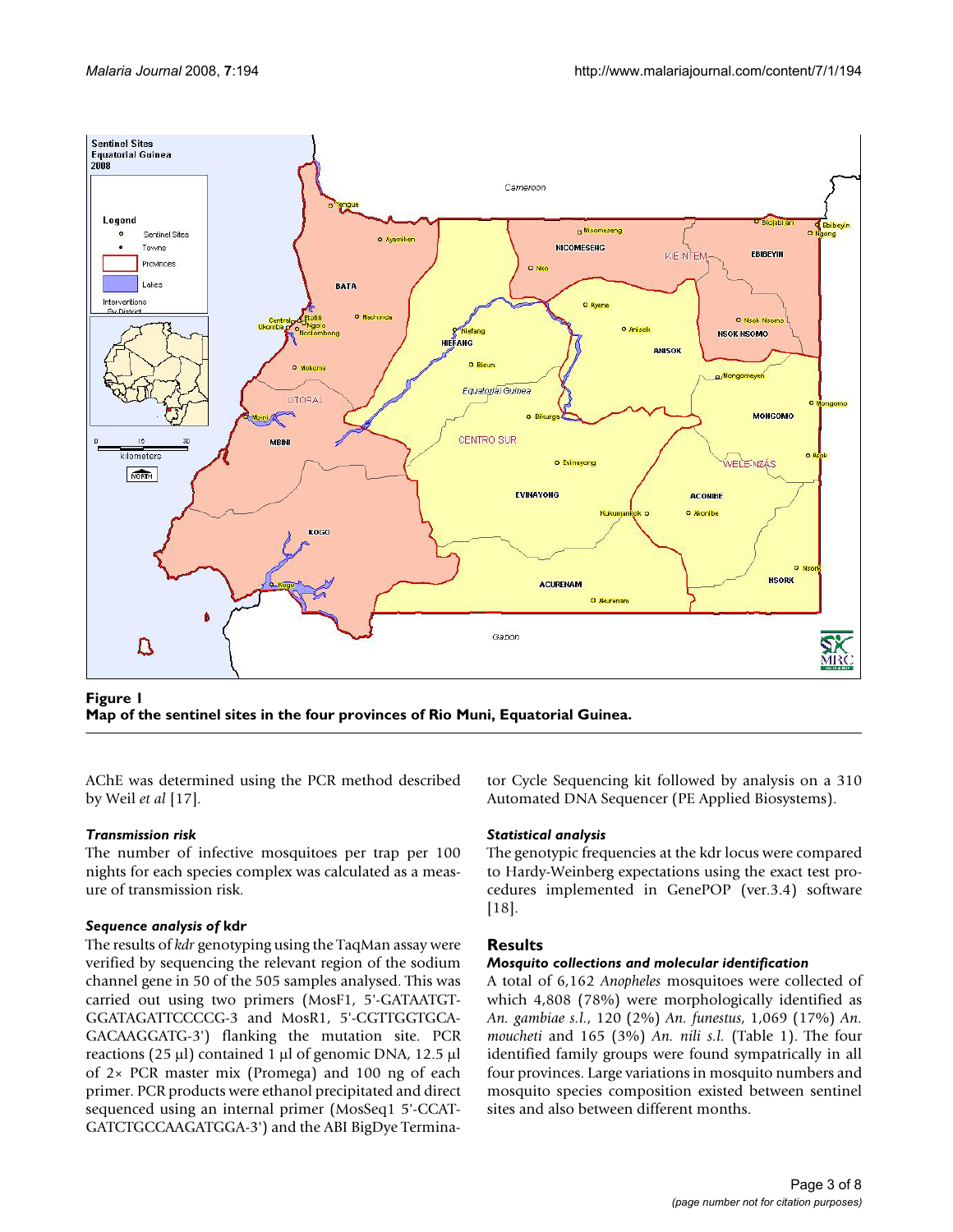Sentinel Sites
Equatorial Guinea
2008

Legend
Sentinel Sites
Towns
Provinces
Lakes
Interventions
By District

Cameroon
Gabon
Equatorial Guinea

0 15 30
kilometers
NORTH

Yengue
Ayamiken
BATA
Central Ukomba
Elolo
Ngolo
Nsolombeng
Nachinda
Mokoma
LITORAL
Mbini
MBINI
KOGO
Kogo
Misomeseng
NICOMESENG
Niko
KIE-NTEM
Bicjabijan
Ebibeyin
Ngong
EBIBEYIN
Ayene
Anisok
ANISOK
Nsok Nsomo
NSOK NSOMO
Niefang
NIEFANG
Bisun
Bikurga
CENTRO SUR
Evinayong
EVINAYONG
Mongomeyen
Mongomo
MONGOMO
Asok
WELE-NZAS
ACONIBE
Aconibe
Nkumanekok
Nsork
NSORK
ACURENAM
Akurenam

MRC

**Figure 1**
**Map of the sentinel sites in the four provinces of Rio Muni, Equatorial Guinea.**

AChE was determined using the PCR method described by Weil *et al* [17].

### *Transmission risk*

The number of infective mosquitoes per trap per 100 nights for each species complex was calculated as a measure of transmission risk.

### *Sequence analysis of* kdr

The results of *kdr* genotyping using the TaqMan assay were verified by sequencing the relevant region of the sodium channel gene in 50 of the 505 samples analysed. This was carried out using two primers (MosF1, 5'-GATAATGTGGATAGATTCCCCG-3 and MosR1, 5'-CGTTGGTGCAGACAAGGATG-3') flanking the mutation site. PCR reactions (25 μl) contained 1 μl of genomic DNA, 12.5 μl of 2× PCR master mix (Promega) and 100 ng of each primer. PCR products were ethanol precipitated and direct sequenced using an internal primer (MosSeq1 5'-CCATGATCTGCCAAGATGGA-3') and the ABI BigDye Terminator Cycle Sequencing kit followed by analysis on a 310 Automated DNA Sequencer (PE Applied Biosystems).

### *Statistical analysis*

The genotypic frequencies at the kdr locus were compared to Hardy-Weinberg expectations using the exact test procedures implemented in GenePOP (ver.3.4) software [18].

## Results

### *Mosquito collections and molecular identification*

A total of 6,162 *Anopheles* mosquitoes were collected of which 4,808 (78%) were morphologically identified as *An. gambiae s.l.*, 120 (2%) *An. funestus*, 1,069 (17%) *An. moucheti* and 165 (3%) *An. nili s.l.* (Table 1). The four identified family groups were found sympatrically in all four provinces. Large variations in mosquito numbers and mosquito species composition existed between sentinel sites and also between different months.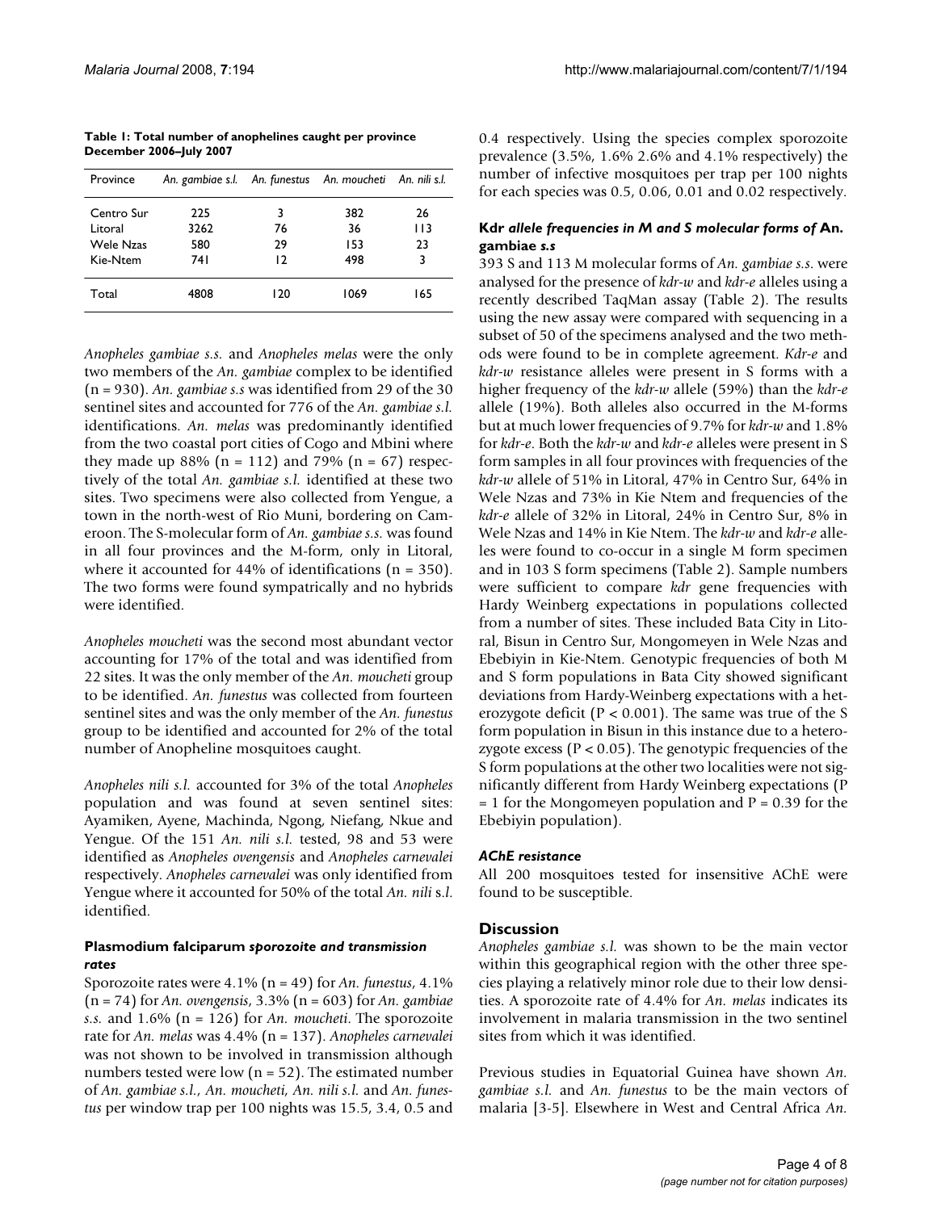**Table 1: Total number of anophelines caught per province December 2006–July 2007**

| Province | *An. gambiae s.l.* | *An. funestus* | *An. moucheti* | *An. nili s.l.* |
|---|---|---|---|---|
| Centro Sur | 225 | 3 | 382 | 26 |
| Litoral | 3262 | 76 | 36 | 113 |
| Wele Nzas | 580 | 29 | 153 | 23 |
| Kie-Ntem | 741 | 12 | 498 | 3 |
| Total | 4808 | 120 | 1069 | 165 |

*Anopheles gambiae s.s.* and *Anopheles melas* were the only two members of the *An. gambiae* complex to be identified (n = 930). *An. gambiae s.s* was identified from 29 of the 30 sentinel sites and accounted for 776 of the *An. gambiae s.l.* identifications. *An. melas* was predominantly identified from the two coastal port cities of Cogo and Mbini where they made up 88% (n = 112) and 79% (n = 67) respectively of the total *An. gambiae s.l.* identified at these two sites. Two specimens were also collected from Yengue, a town in the north-west of Rio Muni, bordering on Cameroon. The S-molecular form of *An. gambiae s.s.* was found in all four provinces and the M-form, only in Litoral, where it accounted for 44% of identifications (n = 350). The two forms were found sympatrically and no hybrids were identified.

*Anopheles moucheti* was the second most abundant vector accounting for 17% of the total and was identified from 22 sites. It was the only member of the *An. moucheti* group to be identified. *An. funestus* was collected from fourteen sentinel sites and was the only member of the *An. funestus* group to be identified and accounted for 2% of the total number of Anopheline mosquitoes caught.

*Anopheles nili s.l.* accounted for 3% of the total *Anopheles* population and was found at seven sentinel sites: Ayamiken, Ayene, Machinda, Ngong, Niefang, Nkue and Yengue. Of the 151 *An. nili s.l.* tested, 98 and 53 were identified as *Anopheles ovengensis* and *Anopheles carnevalei* respectively. *Anopheles carnevalei* was only identified from Yengue where it accounted for 50% of the total *An. nili* s.*l.* identified.

#### Plasmodium falciparum *sporozoite and transmission rates*

Sporozoite rates were 4.1% (n = 49) for *An. funestus*, 4.1% (n = 74) for *An. ovengensis*, 3.3% (n = 603) for *An. gambiae s.s.* and 1.6% (n = 126) for *An. moucheti*. The sporozoite rate for *An. melas* was 4.4% (n = 137). *Anopheles carnevalei* was not shown to be involved in transmission although numbers tested were low (n = 52). The estimated number of *An. gambiae s.l.*, *An. moucheti, An. nili s.l.* and *An. funestus* per window trap per 100 nights was 15.5, 3.4, 0.5 and 0.4 respectively. Using the species complex sporozoite prevalence (3.5%, 1.6% 2.6% and 4.1% respectively) the number of infective mosquitoes per trap per 100 nights for each species was 0.5, 0.06, 0.01 and 0.02 respectively.

#### Kdr *allele frequencies in M and S molecular forms of* An. gambiae *s.s*

393 S and 113 M molecular forms of *An. gambiae s.s*. were analysed for the presence of *kdr-w* and *kdr-e* alleles using a recently described TaqMan assay (Table 2). The results using the new assay were compared with sequencing in a subset of 50 of the specimens analysed and the two methods were found to be in complete agreement. *Kdr-e* and *kdr-w* resistance alleles were present in S forms with a higher frequency of the *kdr-w* allele (59%) than the *kdr-e* allele (19%). Both alleles also occurred in the M-forms but at much lower frequencies of 9.7% for *kdr-w* and 1.8% for *kdr-e*. Both the *kdr-w* and *kdr-e* alleles were present in S form samples in all four provinces with frequencies of the *kdr-w* allele of 51% in Litoral, 47% in Centro Sur, 64% in Wele Nzas and 73% in Kie Ntem and frequencies of the *kdr-e* allele of 32% in Litoral, 24% in Centro Sur, 8% in Wele Nzas and 14% in Kie Ntem. The *kdr-w* and *kdr-e* alleles were found to co-occur in a single M form specimen and in 103 S form specimens (Table 2). Sample numbers were sufficient to compare *kdr* gene frequencies with Hardy Weinberg expectations in populations collected from a number of sites. These included Bata City in Litoral, Bisun in Centro Sur, Mongomeyen in Wele Nzas and Ebebiyin in Kie-Ntem. Genotypic frequencies of both M and S form populations in Bata City showed significant deviations from Hardy-Weinberg expectations with a heterozygote deficit ($P < 0.001$). The same was true of the S form population in Bisun in this instance due to a heterozygote excess ($P < 0.05$). The genotypic frequencies of the S form populations at the other two localities were not significantly different from Hardy Weinberg expectations ($P = 1$ for the Mongomeyen population and $P = 0.39$ for the Ebebiyin population).

#### *AChE resistance*

All 200 mosquitoes tested for insensitive AChE were found to be susceptible.

## Discussion

*Anopheles gambiae s.l.* was shown to be the main vector within this geographical region with the other three species playing a relatively minor role due to their low densities. A sporozoite rate of 4.4% for *An. melas* indicates its involvement in malaria transmission in the two sentinel sites from which it was identified.

Previous studies in Equatorial Guinea have shown *An. gambiae s.l.* and *An. funestus* to be the main vectors of malaria [3-5]. Elsewhere in West and Central Africa *An.*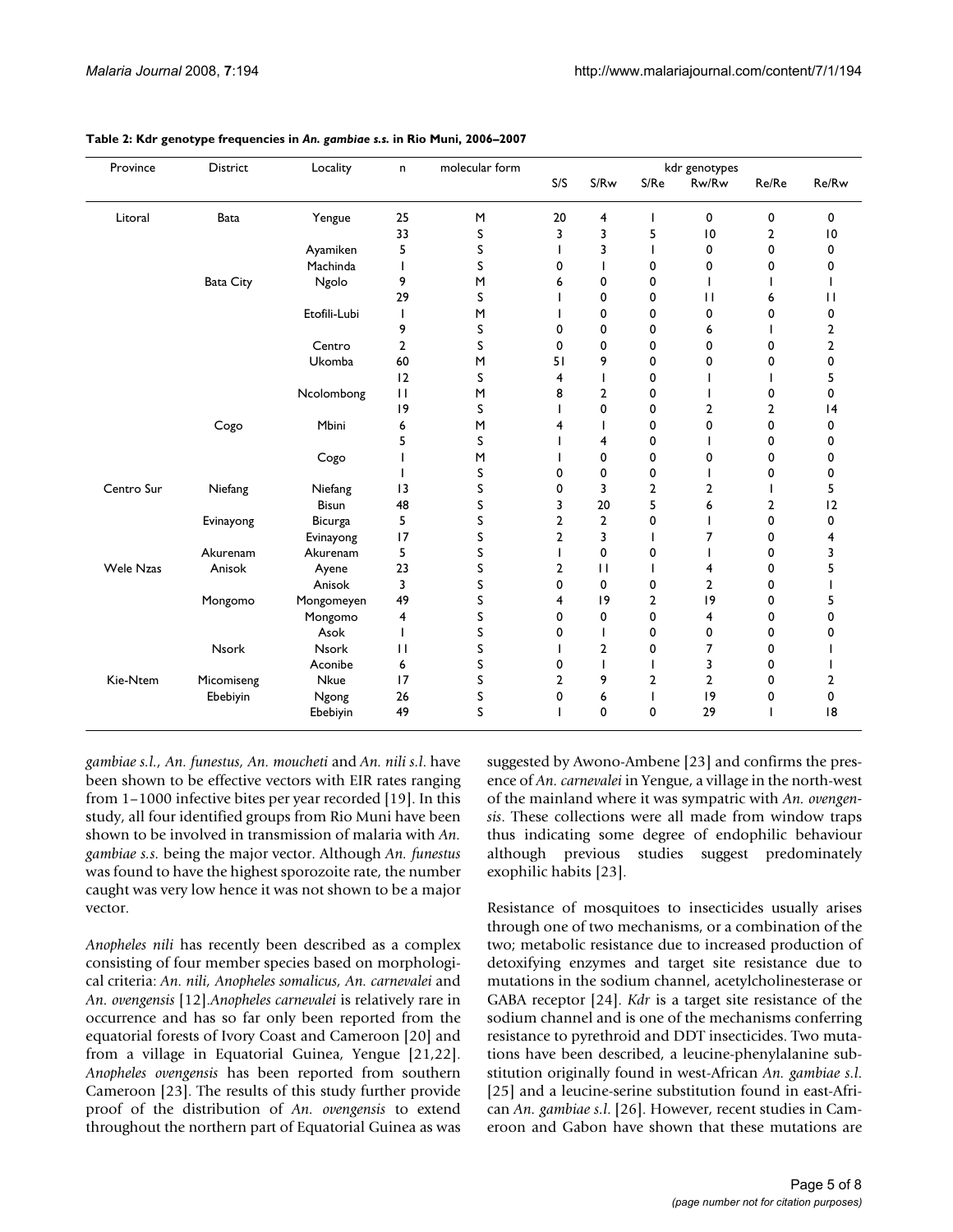**Table 2: Kdr genotype frequencies in *An. gambiae s.s.* in Rio Muni, 2006–2007**

| Province | District | Locality | n | molecular form | kdr genotypes | | | | | |
|---|---|---|---|---|---|---|---|---|---|---|
| | | | | | S/S | S/Rw | S/Re | Rw/Rw | Re/Re | Re/Rw |
| Litoral | Bata | Yengue | 25 | M | 20 | 4 | 1 | 0 | 0 | 0 |
| | | | 33 | S | 3 | 3 | 5 | 10 | 2 | 10 |
| | | Ayamiken | 5 | S | 1 | 3 | 1 | 0 | 0 | 0 |
| | | Machinda | 1 | S | 0 | 1 | 0 | 0 | 0 | 0 |
| | Bata City | Ngolo | 9 | M | 6 | 0 | 0 | 1 | 1 | 1 |
| | | | 29 | S | 1 | 0 | 0 | 11 | 6 | 11 |
| | | Etofili-Lubi | 1 | M | 1 | 0 | 0 | 0 | 0 | 0 |
| | | | 9 | S | 0 | 0 | 0 | 6 | 1 | 2 |
| | | Centro | 2 | S | 0 | 0 | 0 | 0 | 0 | 2 |
| | | Ukomba | 60 | M | 51 | 9 | 0 | 0 | 0 | 0 |
| | | | 12 | S | 4 | 1 | 0 | 1 | 1 | 5 |
| | | Ncolombong | 11 | M | 8 | 2 | 0 | 1 | 0 | 0 |
| | | | 19 | S | 1 | 0 | 0 | 2 | 2 | 14 |
| | Cogo | Mbini | 6 | M | 4 | 1 | 0 | 0 | 0 | 0 |
| | | | 5 | S | 1 | 4 | 0 | 1 | 0 | 0 |
| | | Cogo | 1 | M | 1 | 0 | 0 | 0 | 0 | 0 |
| | | | 1 | S | 0 | 0 | 0 | 1 | 0 | 0 |
| Centro Sur | Niefang | Niefang | 13 | S | 0 | 3 | 2 | 2 | 1 | 5 |
| | | Bisun | 48 | S | 3 | 20 | 5 | 6 | 2 | 12 |
| | Evinayong | Bicurga | 5 | S | 2 | 2 | 0 | 1 | 0 | 0 |
| | | Evinayong | 17 | S | 2 | 3 | 1 | 7 | 0 | 4 |
| | Akurenam | Akurenam | 5 | S | 1 | 0 | 0 | 1 | 0 | 3 |
| Wele Nzas | Anisok | Ayene | 23 | S | 2 | 11 | 1 | 4 | 0 | 5 |
| | | Anisok | 3 | S | 0 | 0 | 0 | 2 | 0 | 1 |
| | Mongomo | Mongomeyen | 49 | S | 4 | 19 | 2 | 19 | 0 | 5 |
| | | Mongomo | 4 | S | 0 | 0 | 0 | 4 | 0 | 0 |
| | | Asok | 1 | S | 0 | 1 | 0 | 0 | 0 | 0 |
| | Nsork | Nsork | 11 | S | 1 | 2 | 0 | 7 | 0 | 1 |
| | | Aconibe | 6 | S | 0 | 1 | 1 | 3 | 0 | 1 |
| Kie-Ntem | Micomiseng | Nkue | 17 | S | 2 | 9 | 2 | 2 | 0 | 2 |
| | Ebebiyin | Ngong | 26 | S | 0 | 6 | 1 | 19 | 0 | 0 |
| | | Ebebiyin | 49 | S | 1 | 0 | 0 | 29 | 1 | 18 |

*gambiae s.l., An. funestus, An. moucheti* and *An. nili s.l.* have been shown to be effective vectors with EIR rates ranging from 1–1000 infective bites per year recorded [19]. In this study, all four identified groups from Rio Muni have been shown to be involved in transmission of malaria with *An. gambiae s.s.* being the major vector. Although *An. funestus* was found to have the highest sporozoite rate, the number caught was very low hence it was not shown to be a major vector.

*Anopheles nili* has recently been described as a complex consisting of four member species based on morphological criteria: *An. nili, Anopheles somalicus, An. carnevalei* and *An. ovengensis* [12].*Anopheles carnevalei* is relatively rare in occurrence and has so far only been reported from the equatorial forests of Ivory Coast and Cameroon [20] and from a village in Equatorial Guinea, Yengue [21,22]. *Anopheles ovengensis* has been reported from southern Cameroon [23]. The results of this study further provide proof of the distribution of *An. ovengensis* to extend throughout the northern part of Equatorial Guinea as was suggested by Awono-Ambene [23] and confirms the presence of *An. carnevalei* in Yengue, a village in the north-west of the mainland where it was sympatric with *An. ovengensis*. These collections were all made from window traps thus indicating some degree of endophilic behaviour although previous studies suggest predominately exophilic habits [23].

Resistance of mosquitoes to insecticides usually arises through one of two mechanisms, or a combination of the two; metabolic resistance due to increased production of detoxifying enzymes and target site resistance due to mutations in the sodium channel, acetylcholinesterase or GABA receptor [24]. *Kdr* is a target site resistance of the sodium channel and is one of the mechanisms conferring resistance to pyrethroid and DDT insecticides. Two mutations have been described, a leucine-phenylalanine substitution originally found in west-African *An. gambiae s.l.* [25] and a leucine-serine substitution found in east-African *An. gambiae s.l.* [26]. However, recent studies in Cameroon and Gabon have shown that these mutations are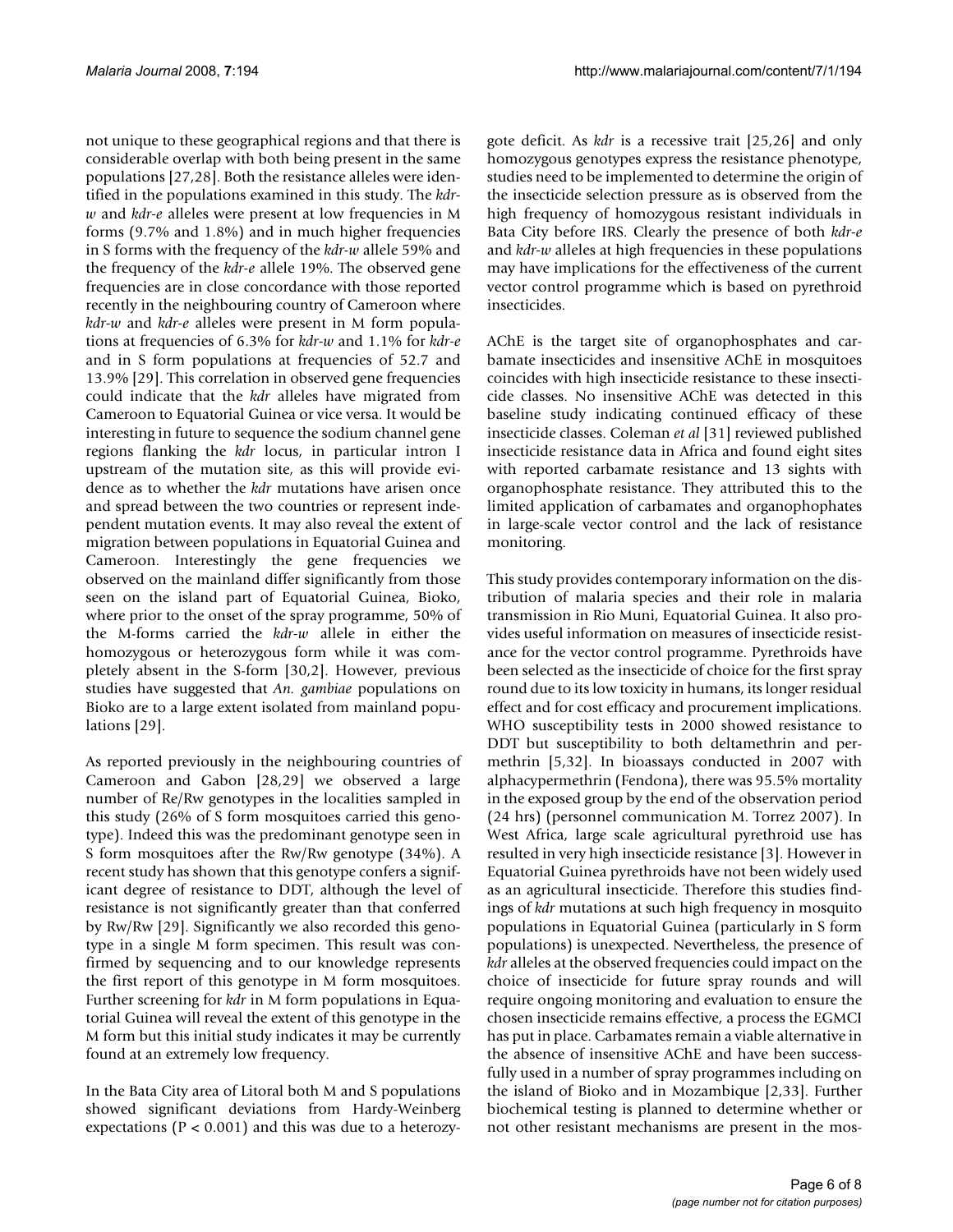not unique to these geographical regions and that there is considerable overlap with both being present in the same populations [27,28]. Both the resistance alleles were identified in the populations examined in this study. The *kdr-w* and *kdr-e* alleles were present at low frequencies in M forms (9.7% and 1.8%) and in much higher frequencies in S forms with the frequency of the *kdr-w* allele 59% and the frequency of the *kdr-e* allele 19%. The observed gene frequencies are in close concordance with those reported recently in the neighbouring country of Cameroon where *kdr-w* and *kdr-e* alleles were present in M form populations at frequencies of 6.3% for *kdr-w* and 1.1% for *kdr-e* and in S form populations at frequencies of 52.7 and 13.9% [29]. This correlation in observed gene frequencies could indicate that the *kdr* alleles have migrated from Cameroon to Equatorial Guinea or vice versa. It would be interesting in future to sequence the sodium channel gene regions flanking the *kdr* locus, in particular intron I upstream of the mutation site, as this will provide evidence as to whether the *kdr* mutations have arisen once and spread between the two countries or represent independent mutation events. It may also reveal the extent of migration between populations in Equatorial Guinea and Cameroon. Interestingly the gene frequencies we observed on the mainland differ significantly from those seen on the island part of Equatorial Guinea, Bioko, where prior to the onset of the spray programme, 50% of the M-forms carried the *kdr-w* allele in either the homozygous or heterozygous form while it was completely absent in the S-form [30,2]. However, previous studies have suggested that *An. gambiae* populations on Bioko are to a large extent isolated from mainland populations [29].

As reported previously in the neighbouring countries of Cameroon and Gabon [28,29] we observed a large number of Re/Rw genotypes in the localities sampled in this study (26% of S form mosquitoes carried this genotype). Indeed this was the predominant genotype seen in S form mosquitoes after the Rw/Rw genotype (34%). A recent study has shown that this genotype confers a significant degree of resistance to DDT, although the level of resistance is not significantly greater than that conferred by Rw/Rw [29]. Significantly we also recorded this genotype in a single M form specimen. This result was confirmed by sequencing and to our knowledge represents the first report of this genotype in M form mosquitoes. Further screening for *kdr* in M form populations in Equatorial Guinea will reveal the extent of this genotype in the M form but this initial study indicates it may be currently found at an extremely low frequency.

In the Bata City area of Litoral both M and S populations showed significant deviations from Hardy-Weinberg expectations ($P < 0.001$) and this was due to a heterozygote deficit. As *kdr* is a recessive trait [25,26] and only homozygous genotypes express the resistance phenotype, studies need to be implemented to determine the origin of the insecticide selection pressure as is observed from the high frequency of homozygous resistant individuals in Bata City before IRS. Clearly the presence of both *kdr-e* and *kdr-w* alleles at high frequencies in these populations may have implications for the effectiveness of the current vector control programme which is based on pyrethroid insecticides.

AChE is the target site of organophosphates and carbamate insecticides and insensitive AChE in mosquitoes coincides with high insecticide resistance to these insecticide classes. No insensitive AChE was detected in this baseline study indicating continued efficacy of these insecticide classes. Coleman *et al* [31] reviewed published insecticide resistance data in Africa and found eight sites with reported carbamate resistance and 13 sights with organophosphate resistance. They attributed this to the limited application of carbamates and organophophates in large-scale vector control and the lack of resistance monitoring.

This study provides contemporary information on the distribution of malaria species and their role in malaria transmission in Rio Muni, Equatorial Guinea. It also provides useful information on measures of insecticide resistance for the vector control programme. Pyrethroids have been selected as the insecticide of choice for the first spray round due to its low toxicity in humans, its longer residual effect and for cost efficacy and procurement implications. WHO susceptibility tests in 2000 showed resistance to DDT but susceptibility to both deltamethrin and permethrin [5,32]. In bioassays conducted in 2007 with alphacypermethrin (Fendona), there was 95.5% mortality in the exposed group by the end of the observation period (24 hrs) (personnel communication M. Torrez 2007). In West Africa, large scale agricultural pyrethroid use has resulted in very high insecticide resistance [3]. However in Equatorial Guinea pyrethroids have not been widely used as an agricultural insecticide. Therefore this studies findings of *kdr* mutations at such high frequency in mosquito populations in Equatorial Guinea (particularly in S form populations) is unexpected. Nevertheless, the presence of *kdr* alleles at the observed frequencies could impact on the choice of insecticide for future spray rounds and will require ongoing monitoring and evaluation to ensure the chosen insecticide remains effective, a process the EGMCI has put in place. Carbamates remain a viable alternative in the absence of insensitive AChE and have been successfully used in a number of spray programmes including on the island of Bioko and in Mozambique [2,33]. Further biochemical testing is planned to determine whether or not other resistant mechanisms are present in the mos-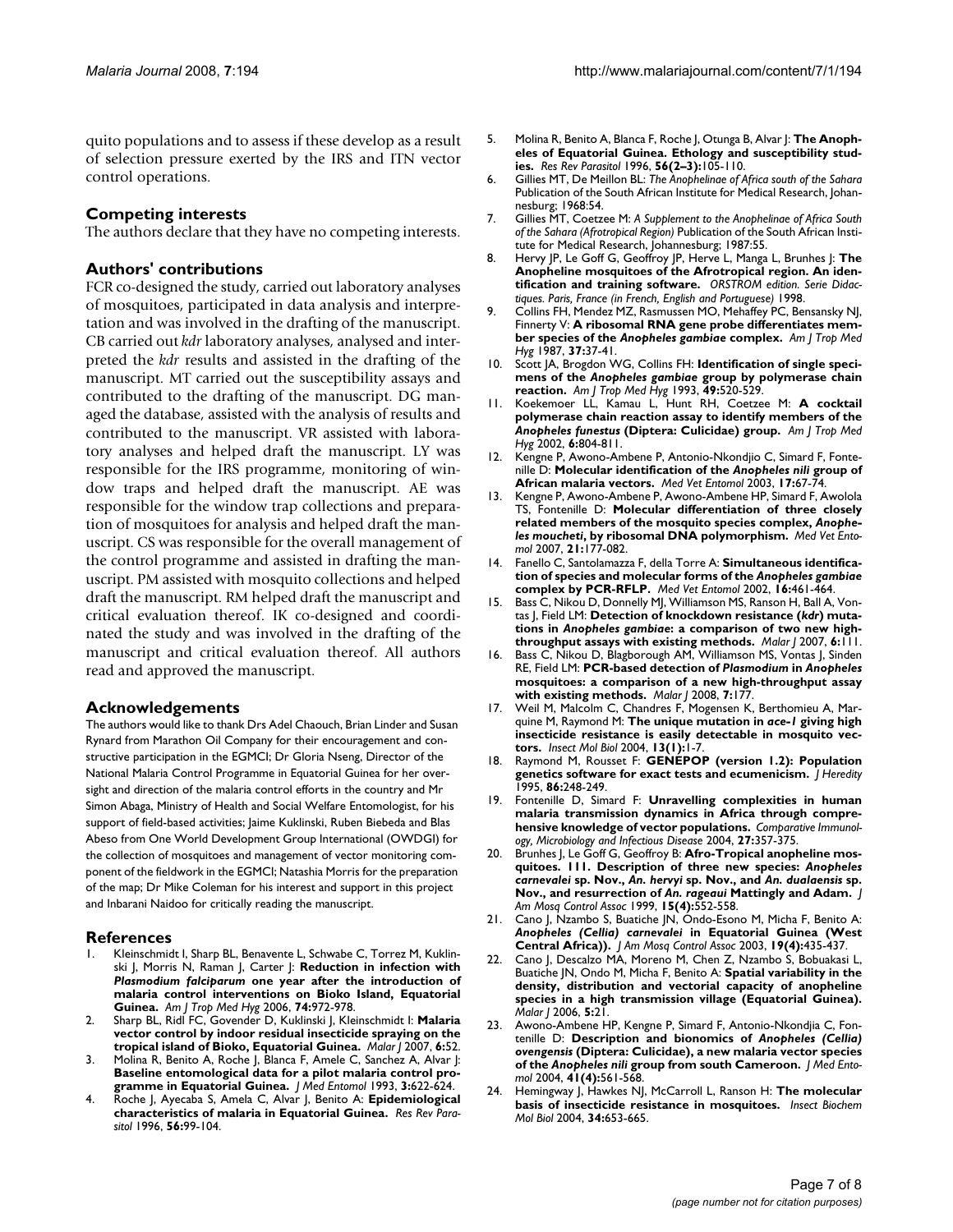quito populations and to assess if these develop as a result of selection pressure exerted by the IRS and ITN vector control operations.

## Competing interests

The authors declare that they have no competing interests.

## Authors' contributions

FCR co-designed the study, carried out laboratory analyses of mosquitoes, participated in data analysis and interpretation and was involved in the drafting of the manuscript. CB carried out *kdr* laboratory analyses, analysed and interpreted the *kdr* results and assisted in the drafting of the manuscript. MT carried out the susceptibility assays and contributed to the drafting of the manuscript. DG managed the database, assisted with the analysis of results and contributed to the manuscript. VR assisted with laboratory analyses and helped draft the manuscript. LY was responsible for the IRS programme, monitoring of window traps and helped draft the manuscript. AE was responsible for the window trap collections and preparation of mosquitoes for analysis and helped draft the manuscript. CS was responsible for the overall management of the control programme and assisted in drafting the manuscript. PM assisted with mosquito collections and helped draft the manuscript. RM helped draft the manuscript and critical evaluation thereof. IK co-designed and coordinated the study and was involved in the drafting of the manuscript and critical evaluation thereof. All authors read and approved the manuscript.

## Acknowledgements

The authors would like to thank Drs Adel Chaouch, Brian Linder and Susan Rynard from Marathon Oil Company for their encouragement and constructive participation in the EGMCI; Dr Gloria Nseng, Director of the National Malaria Control Programme in Equatorial Guinea for her oversight and direction of the malaria control efforts in the country and Mr Simon Abaga, Ministry of Health and Social Welfare Entomologist, for his support of field-based activities; Jaime Kuklinski, Ruben Biebeda and Blas Abeso from One World Development Group International (OWDGI) for the collection of mosquitoes and management of vector monitoring component of the fieldwork in the EGMCI; Natashia Morris for the preparation of the map; Dr Mike Coleman for his interest and support in this project and Inbarani Naidoo for critically reading the manuscript.

## References

1. Kleinschmidt I, Sharp BL, Benavente L, Schwabe C, Torrez M, Kuklinski J, Morris N, Raman J, Carter J: **Reduction in infection with *Plasmodium falciparum* one year after the introduction of malaria control interventions on Bioko Island, Equatorial Guinea.** *Am J Trop Med Hyg* 2006, **74:**972-978.
2. Sharp BL, Ridl FC, Govender D, Kuklinski J, Kleinschmidt I: **Malaria vector control by indoor residual insecticide spraying on the tropical island of Bioko, Equatorial Guinea.** *Malar J* 2007, **6:**52.
3. Molina R, Benito A, Roche J, Blanca F, Amele C, Sanchez A, Alvar J: **Baseline entomological data for a pilot malaria control programme in Equatorial Guinea.** *J Med Entomol* 1993, **3:**622-624.
4. Roche J, Ayecaba S, Amela C, Alvar J, Benito A: **Epidemiological characteristics of malaria in Equatorial Guinea.** *Res Rev Parasitol* 1996, **56:**99-104.
5. Molina R, Benito A, Blanca F, Roche J, Otunga B, Alvar J: **The Anopheles of Equatorial Guinea. Ethology and susceptibility studies.** *Res Rev Parasitol* 1996, **56(2–3):**105-110.
6. Gillies MT, De Meillon BL: *The Anophelinae of Africa south of the Sahara* Publication of the South African Institute for Medical Research, Johannesburg; 1968:54.
7. Gillies MT, Coetzee M: *A Supplement to the Anophelinae of Africa South of the Sahara (Afrotropical Region)* Publication of the South African Institute for Medical Research, Johannesburg; 1987:55.
8. Hervy JP, Le Goff G, Geoffroy JP, Herve L, Manga L, Brunhes J: **The Anopheline mosquitoes of the Afrotropical region. An identification and training software.** *ORSTROM edition. Serie Didactiques. Paris, France (in French, English and Portuguese)* 1998.
9. Collins FH, Mendez MZ, Rasmussen MO, Mehaffey PC, Bensansky NJ, Finnerty V: **A ribosomal RNA gene probe differentiates member species of the *Anopheles gambiae* complex.** *Am J Trop Med Hyg* 1987, **37:**37-41.
10. Scott JA, Brogdon WG, Collins FH: **Identification of single specimens of the *Anopheles gambiae* group by polymerase chain reaction.** *Am J Trop Med Hyg* 1993, **49:**520-529.
11. Koekemoer LL, Kamau L, Hunt RH, Coetzee M: **A cocktail polymerase chain reaction assay to identify members of the *Anopheles funestus* (Diptera: Culicidae) group.** *Am J Trop Med Hyg* 2002, **6:**804-811.
12. Kengne P, Awono-Ambene P, Antonio-Nkondjio C, Simard F, Fontenille D: **Molecular identification of the *Anopheles nili* group of African malaria vectors.** *Med Vet Entomol* 2003, **17:**67-74.
13. Kengne P, Awono-Ambene P, Awono-Ambene HP, Simard F, Awolola TS, Fontenille D: **Molecular differentiation of three closely related members of the mosquito species complex, *Anopheles moucheti*, by ribosomal DNA polymorphism.** *Med Vet Entomol* 2007, **21:**177-082.
14. Fanello C, Santolamazza F, della Torre A: **Simultaneous identification of species and molecular forms of the *Anopheles gambiae* complex by PCR-RFLP.** *Med Vet Entomol* 2002, **16:**461-464.
15. Bass C, Nikou D, Donnelly MJ, Williamson MS, Ranson H, Ball A, Vontas J, Field LM: **Detection of knockdown resistance (*kdr*) mutations in *Anopheles gambiae*: a comparison of two new high-throughput assays with existing methods.** *Malar J* 2007, **6:**111.
16. Bass C, Nikou D, Blagborough AM, Williamson MS, Vontas J, Sinden RE, Field LM: **PCR-based detection of *Plasmodium* in *Anopheles* mosquitoes: a comparison of a new high-throughput assay with existing methods.** *Malar J* 2008, **7:**177.
17. Weil M, Malcolm C, Chandres F, Mogensen K, Berthomieu A, Marquine M, Raymond M: **The unique mutation in *ace-1* giving high insecticide resistance is easily detectable in mosquito vectors.** *Insect Mol Biol* 2004, **13(1):**1-7.
18. Raymond M, Rousset F: **GENEPOP (version 1.2): Population genetics software for exact tests and ecumenicism.** *J Heredity* 1995, **86:**248-249.
19. Fontenille D, Simard F: **Unravelling complexities in human malaria transmission dynamics in Africa through comprehensive knowledge of vector populations.** *Comparative Immunology, Microbiology and Infectious Disease* 2004, **27:**357-375.
20. Brunhes J, Le Goff G, Geoffroy B: **Afro-Tropical anopheline mosquitoes. 111. Description of three new species: *Anopheles carnevalei* sp. Nov., *An. hervyi* sp. Nov., and *An. dualaensis* sp. Nov., and resurrection of *An. rageaui* Mattingly and Adam.** *J Am Mosq Control Assoc* 1999, **15(4):**552-558.
21. Cano J, Nzambo S, Buatiche JN, Ondo-Esono M, Micha F, Benito A: ***Anopheles (Cellia) carnevalei* in Equatorial Guinea (West Central Africa)).** *J Am Mosq Control Assoc* 2003, **19(4):**435-437.
22. Cano J, Descalzo MA, Moreno M, Chen Z, Nzambo S, Bobuakasi L, Buatiche JN, Ondo M, Micha F, Benito A: **Spatial variability in the density, distribution and vectorial capacity of anopheline species in a high transmission village (Equatorial Guinea).** *Malar J* 2006, **5:**21.
23. Awono-Ambene HP, Kengne P, Simard F, Antonio-Nkondjia C, Fontenille D: **Description and bionomics of *Anopheles (Cellia) ovengensis* (Diptera: Culicidae), a new malaria vector species of the *Anopheles nili* group from south Cameroon.** *J Med Entomol* 2004, **41(4):**561-568.
24. Hemingway J, Hawkes NJ, McCarroll L, Ranson H: **The molecular basis of insecticide resistance in mosquitoes.** *Insect Biochem Mol Biol* 2004, **34:**653-665.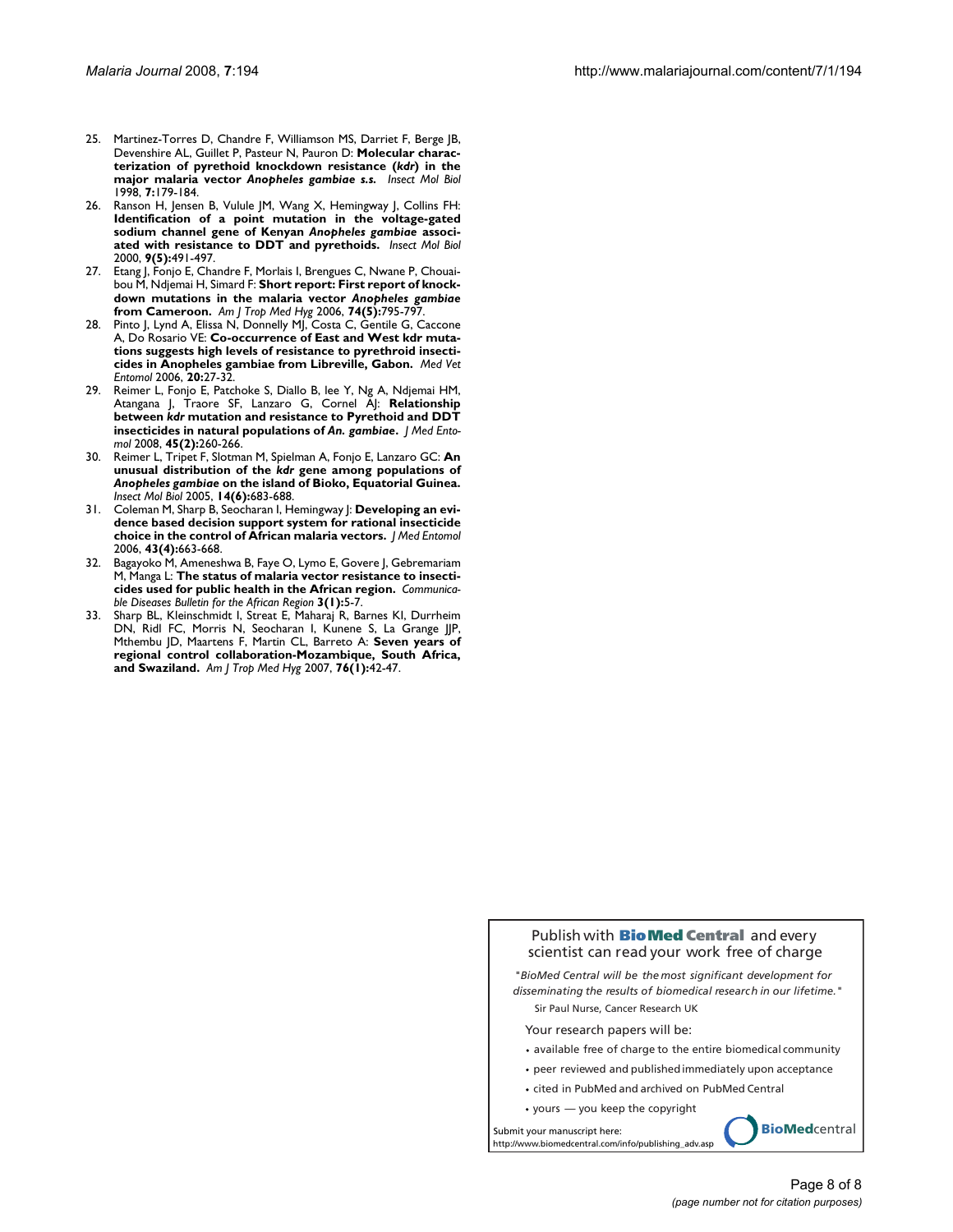25. Martinez-Torres D, Chandre F, Williamson MS, Darriet F, Berge JB, Devenshire AL, Guillet P, Pasteur N, Pauron D: **Molecular characterization of pyrethoid knockdown resistance (*kdr*) in the major malaria vector *Anopheles gambiae s.s.*** *Insect Mol Biol* 1998, **7:**179-184.
26. Ranson H, Jensen B, Vulule JM, Wang X, Hemingway J, Collins FH: **Identification of a point mutation in the voltage-gated sodium channel gene of Kenyan *Anopheles gambiae* associated with resistance to DDT and pyrethoids.** *Insect Mol Biol* 2000, **9(5):**491-497.
27. Etang J, Fonjo E, Chandre F, Morlais I, Brengues C, Nwane P, Chouaibou M, Ndjemai H, Simard F: **Short report: First report of knockdown mutations in the malaria vector *Anopheles gambiae* from Cameroon.** *Am J Trop Med Hyg* 2006, **74(5):**795-797.
28. Pinto J, Lynd A, Elissa N, Donnelly MJ, Costa C, Gentile G, Caccone A, Do Rosario VE: **Co-occurrence of East and West kdr mutations suggests high levels of resistance to pyrethroid insecticides in Anopheles gambiae from Libreville, Gabon.** *Med Vet Entomol* 2006, **20:**27-32.
29. Reimer L, Fonjo E, Patchoke S, Diallo B, lee Y, Ng A, Ndjemai HM, Atangana J, Traore SF, Lanzaro G, Cornel AJ: **Relationship between *kdr* mutation and resistance to Pyrethoid and DDT insecticides in natural populations of *An. gambiae*.** *J Med Entomol* 2008, **45(2):**260-266.
30. Reimer L, Tripet F, Slotman M, Spielman A, Fonjo E, Lanzaro GC: **An unusual distribution of the *kdr* gene among populations of *Anopheles gambiae* on the island of Bioko, Equatorial Guinea.** *Insect Mol Biol* 2005, **14(6):**683-688.
31. Coleman M, Sharp B, Seocharan I, Hemingway J: **Developing an evidence based decision support system for rational insecticide choice in the control of African malaria vectors.** *J Med Entomol* 2006, **43(4):**663-668.
32. Bagayoko M, Ameneshwa B, Faye O, Lymo E, Govere J, Gebremariam M, Manga L: **The status of malaria vector resistance to insecticides used for public health in the African region.** *Communicable Diseases Bulletin for the African Region* **3(1):**5-7.
33. Sharp BL, Kleinschmidt I, Streat E, Maharaj R, Barnes KI, Durrheim DN, Ridl FC, Morris N, Seocharan I, Kunene S, La Grange JJP, Mthembu JD, Maartens F, Martin CL, Barreto A: **Seven years of regional control collaboration-Mozambique, South Africa, and Swaziland.** *Am J Trop Med Hyg* 2007, **76(1):**42-47.

Publish with **BioMed Central** and every scientist can read your work free of charge

*"BioMed Central will be the most significant development for disseminating the results of biomedical research in our lifetime."*

Sir Paul Nurse, Cancer Research UK

Your research papers will be:

- available free of charge to the entire biomedical community
- peer reviewed and published immediately upon acceptance
- cited in PubMed and archived on PubMed Central
- yours — you keep the copyright

Submit your manuscript here:
http://www.biomedcentral.com/info/publishing_adv.asp

**BioMed**central